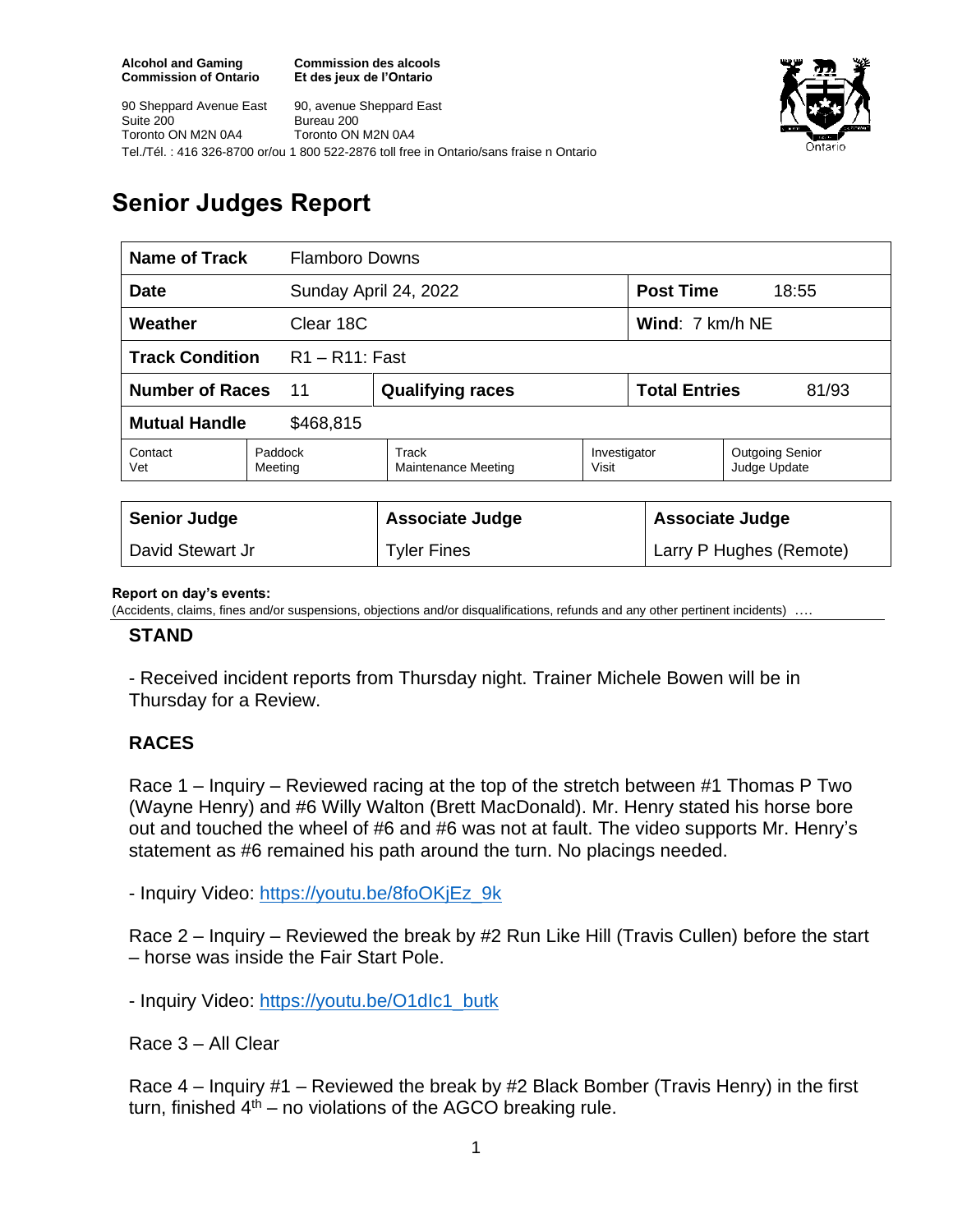**Alcohol and Gaming Commission of Ontario**
90 Sheppard Avenue East
Suite 200
Toronto ON M2N 0A4

**Commission des alcools Et des jeux de l'Ontario**
90, avenue Sheppard East
Bureau 200
Toronto ON M2N 0A4

Tel./Tél. : 416 326-8700 or/ou 1 800 522-2876 toll free in Ontario/sans fraise n Ontario

# Senior Judges Report

| **Name of Track** | Flamboro Downs | | |
|---|---|---|---|
| **Date** | Sunday April 24, 2022 | **Post Time** | 18:55 |
| **Weather** | Clear 18C | **Wind**: 7 km/h NE | |
| **Track Condition** | R1 – R11: Fast | | |
| **Number of Races** 11 | **Qualifying races** | **Total Entries** | 81/93 |
| **Mutual Handle** | $468,815 | | |

| Contact Vet | Paddock Meeting | Track Maintenance Meeting | Investigator Visit | Outgoing Senior Judge Update |
|---|---|---|---|---|

| Senior Judge | Associate Judge | Associate Judge |
|---|---|---|
| David Stewart Jr | Tyler Fines | Larry P Hughes (Remote) |

**Report on day's events:**
(Accidents, claims, fines and/or suspensions, objections and/or disqualifications, refunds and any other pertinent incidents) ….

## STAND

- Received incident reports from Thursday night. Trainer Michele Bowen will be in Thursday for a Review.

## RACES

Race 1 – Inquiry – Reviewed racing at the top of the stretch between #1 Thomas P Two (Wayne Henry) and #6 Willy Walton (Brett MacDonald). Mr. Henry stated his horse bore out and touched the wheel of #6 and #6 was not at fault. The video supports Mr. Henry's statement as #6 remained his path around the turn. No placings needed.

- Inquiry Video: https://youtu.be/8foOKjEz_9k

Race 2 – Inquiry – Reviewed the break by #2 Run Like Hill (Travis Cullen) before the start – horse was inside the Fair Start Pole.

- Inquiry Video: https://youtu.be/O1dIc1_butk

Race 3 – All Clear

Race 4 – Inquiry #1 – Reviewed the break by #2 Black Bomber (Travis Henry) in the first turn, finished 4th – no violations of the AGCO breaking rule.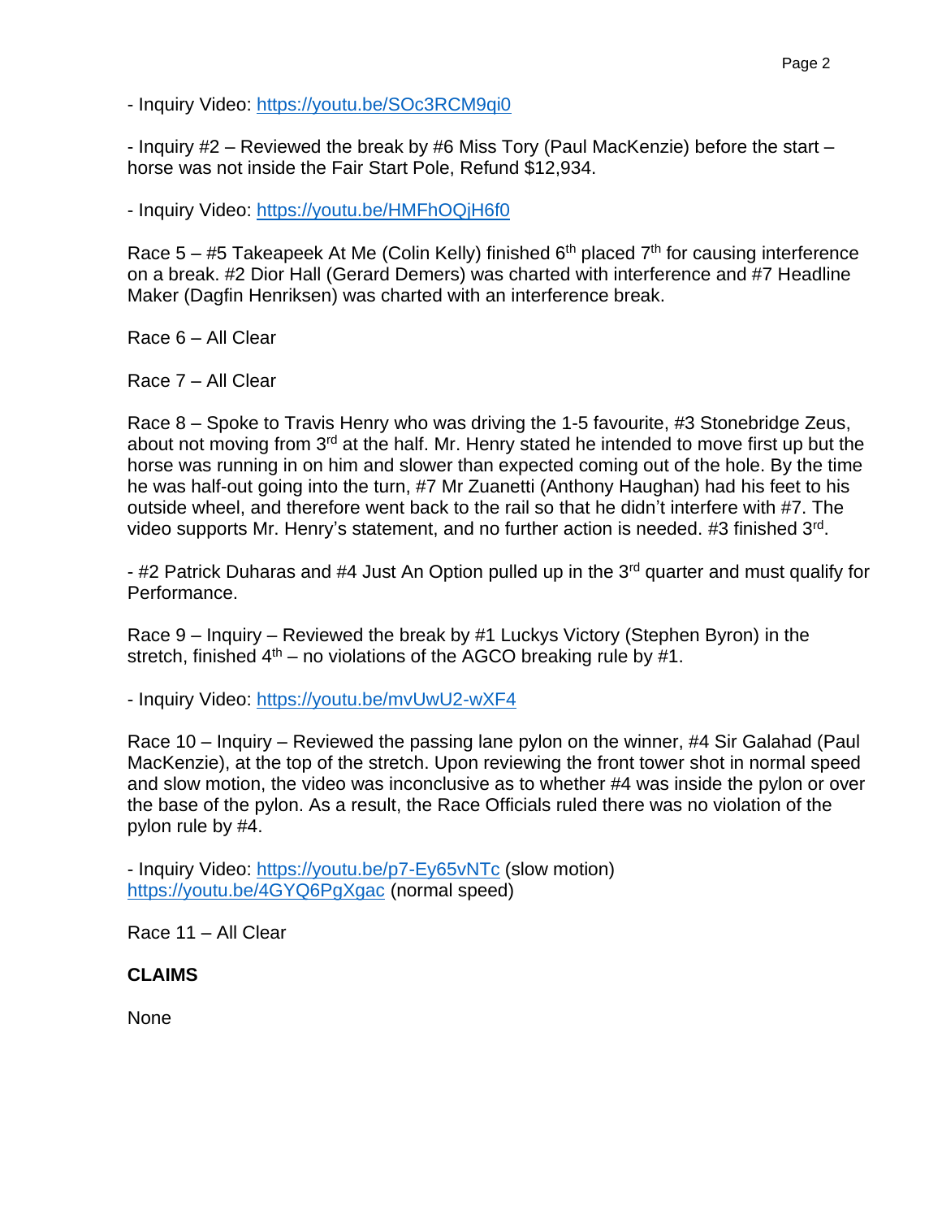- Inquiry Video: https://youtu.be/SOc3RCM9qi0

- Inquiry #2 – Reviewed the break by #6 Miss Tory (Paul MacKenzie) before the start – horse was not inside the Fair Start Pole, Refund $12,934.

- Inquiry Video: https://youtu.be/HMFhOQjH6f0

Race 5 – #5 Takeapeek At Me (Colin Kelly) finished 6th placed 7th for causing interference on a break. #2 Dior Hall (Gerard Demers) was charted with interference and #7 Headline Maker (Dagfin Henriksen) was charted with an interference break.

Race 6 – All Clear

Race 7 – All Clear

Race 8 – Spoke to Travis Henry who was driving the 1-5 favourite, #3 Stonebridge Zeus, about not moving from 3rd at the half. Mr. Henry stated he intended to move first up but the horse was running in on him and slower than expected coming out of the hole. By the time he was half-out going into the turn, #7 Mr Zuanetti (Anthony Haughan) had his feet to his outside wheel, and therefore went back to the rail so that he didn't interfere with #7. The video supports Mr. Henry's statement, and no further action is needed. #3 finished 3rd.

- #2 Patrick Duharas and #4 Just An Option pulled up in the 3rd quarter and must qualify for Performance.

Race 9 – Inquiry – Reviewed the break by #1 Luckys Victory (Stephen Byron) in the stretch, finished 4th – no violations of the AGCO breaking rule by #1.

- Inquiry Video: https://youtu.be/mvUwU2-wXF4

Race 10 – Inquiry – Reviewed the passing lane pylon on the winner, #4 Sir Galahad (Paul MacKenzie), at the top of the stretch. Upon reviewing the front tower shot in normal speed and slow motion, the video was inconclusive as to whether #4 was inside the pylon or over the base of the pylon. As a result, the Race Officials ruled there was no violation of the pylon rule by #4.

- Inquiry Video: https://youtu.be/p7-Ey65vNTc (slow motion) https://youtu.be/4GYQ6PgXgac (normal speed)

Race 11 – All Clear

**CLAIMS**

None